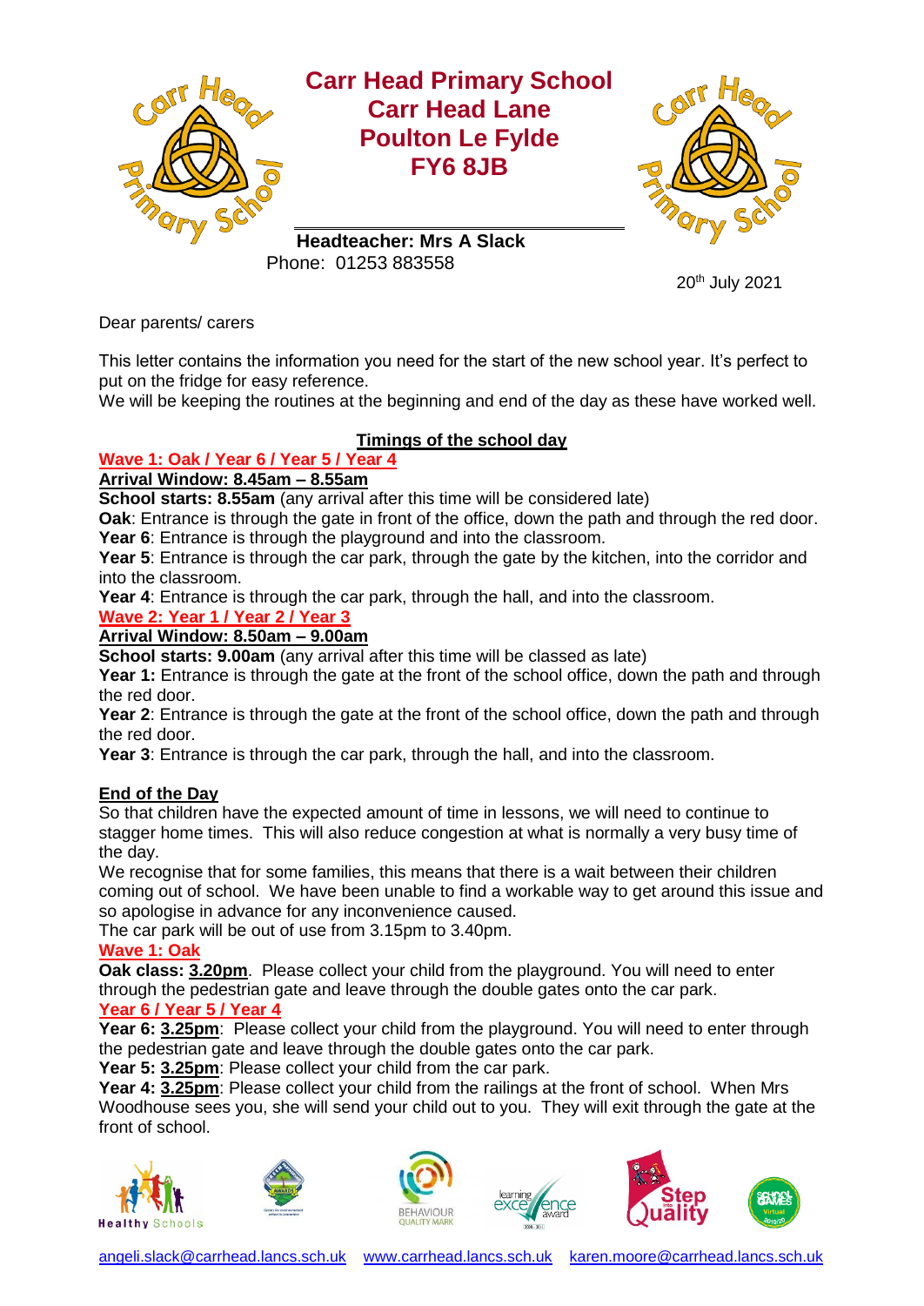# Carr Head Primary School

**Carr Head Lane**
**Poulton Le Fylde**
**FY6 8JB**

**Headteacher: Mrs A Slack**
Phone: 01253 883558

20th July 2021

Dear parents/ carers

This letter contains the information you need for the start of the new school year. It's perfect to put on the fridge for easy reference.
We will be keeping the routines at the beginning and end of the day as these have worked well.

## Timings of the school day

### Wave 1: Oak / Year 6 / Year 5 / Year 4

**Arrival Window: 8.45am – 8.55am**

**School starts: 8.55am** (any arrival after this time will be considered late)

**Oak**: Entrance is through the gate in front of the office, down the path and through the red door.
**Year 6**: Entrance is through the playground and into the classroom.
**Year 5**: Entrance is through the car park, through the gate by the kitchen, into the corridor and into the classroom.
**Year 4**: Entrance is through the car park, through the hall, and into the classroom.

### Wave 2: Year 1 / Year 2 / Year 3

**Arrival Window: 8.50am – 9.00am**

**School starts: 9.00am** (any arrival after this time will be classed as late)

**Year 1:** Entrance is through the gate at the front of the school office, down the path and through the red door.
**Year 2**: Entrance is through the gate at the front of the school office, down the path and through the red door.
**Year 3**: Entrance is through the car park, through the hall, and into the classroom.

## End of the Day

So that children have the expected amount of time in lessons, we will need to continue to stagger home times. This will also reduce congestion at what is normally a very busy time of the day.
We recognise that for some families, this means that there is a wait between their children coming out of school. We have been unable to find a workable way to get around this issue and so apologise in advance for any inconvenience caused.
The car park will be out of use from 3.15pm to 3.40pm.

### Wave 1: Oak

**Oak class: 3.20pm**. Please collect your child from the playground. You will need to enter through the pedestrian gate and leave through the double gates onto the car park.

### Year 6 / Year 5 / Year 4

**Year 6: 3.25pm**: Please collect your child from the playground. You will need to enter through the pedestrian gate and leave through the double gates onto the car park.
**Year 5: 3.25pm**: Please collect your child from the car park.
**Year 4: 3.25pm**: Please collect your child from the railings at the front of school. When Mrs Woodhouse sees you, she will send your child out to you. They will exit through the gate at the front of school.

angeli.slack@carrhead.lancs.sch.uk www.carrhead.lancs.sch.uk karen.moore@carrhead.lancs.sch.uk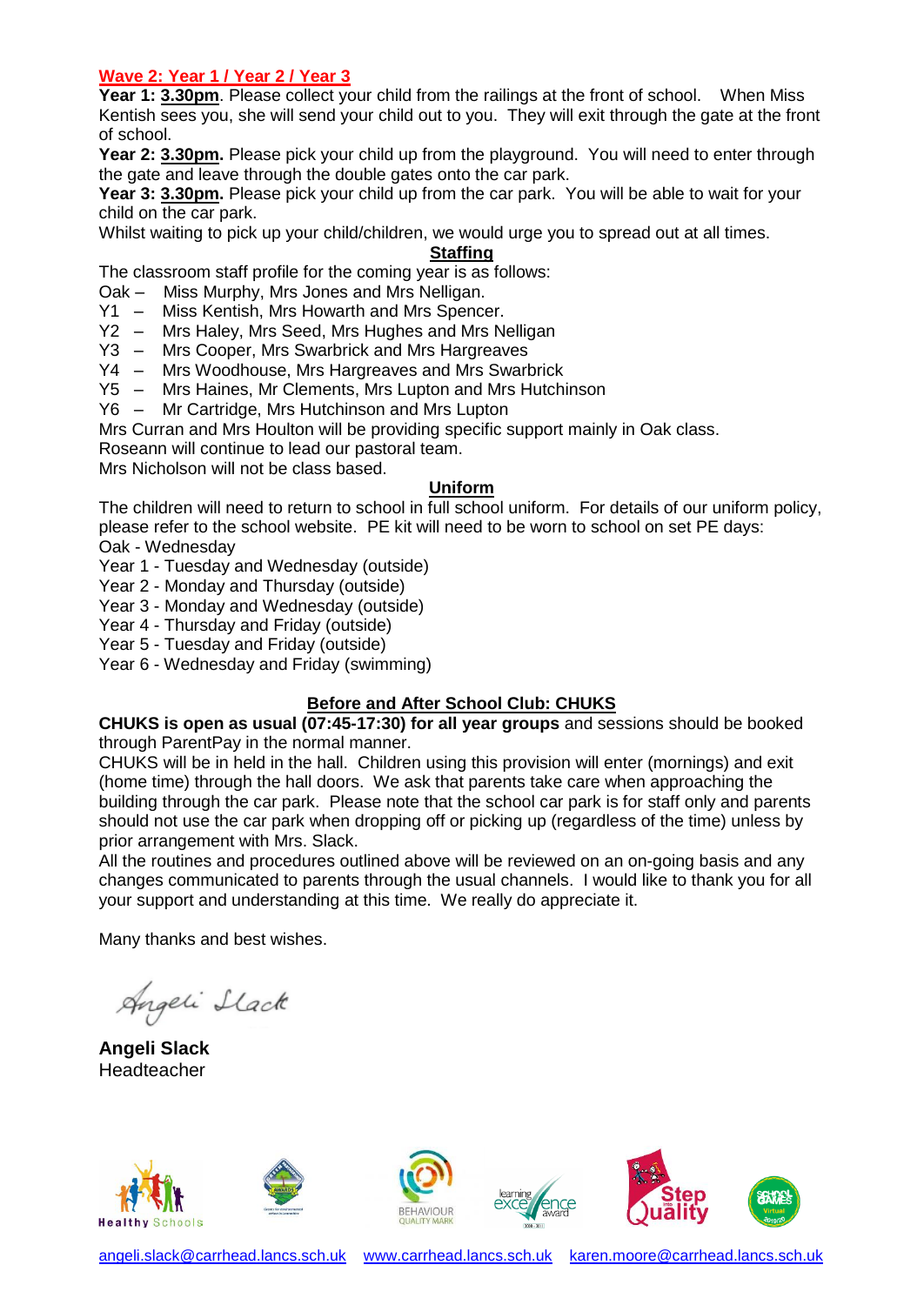**Wave 2: Year 1 / Year 2 / Year 3**

**Year 1: 3.30pm**. Please collect your child from the railings at the front of school. When Miss Kentish sees you, she will send your child out to you. They will exit through the gate at the front of school.

**Year 2: 3.30pm.** Please pick your child up from the playground. You will need to enter through the gate and leave through the double gates onto the car park.

**Year 3: 3.30pm.** Please pick your child up from the car park. You will be able to wait for your child on the car park.

Whilst waiting to pick up your child/children, we would urge you to spread out at all times.

## Staffing

The classroom staff profile for the coming year is as follows:

- Oak – Miss Murphy, Mrs Jones and Mrs Nelligan.
- Y1 – Miss Kentish, Mrs Howarth and Mrs Spencer.
- Y2 – Mrs Haley, Mrs Seed, Mrs Hughes and Mrs Nelligan
- Y3 – Mrs Cooper, Mrs Swarbrick and Mrs Hargreaves
- Y4 – Mrs Woodhouse, Mrs Hargreaves and Mrs Swarbrick
- Y5 – Mrs Haines, Mr Clements, Mrs Lupton and Mrs Hutchinson
- Y6 – Mr Cartridge, Mrs Hutchinson and Mrs Lupton

Mrs Curran and Mrs Houlton will be providing specific support mainly in Oak class.

Roseann will continue to lead our pastoral team.

Mrs Nicholson will not be class based.

## Uniform

The children will need to return to school in full school uniform. For details of our uniform policy, please refer to the school website. PE kit will need to be worn to school on set PE days:

- Oak - Wednesday
- Year 1 - Tuesday and Wednesday (outside)
- Year 2 - Monday and Thursday (outside)
- Year 3 - Monday and Wednesday (outside)
- Year 4 - Thursday and Friday (outside)
- Year 5 - Tuesday and Friday (outside)
- Year 6 - Wednesday and Friday (swimming)

## Before and After School Club: CHUKS

**CHUKS is open as usual (07:45-17:30) for all year groups** and sessions should be booked through ParentPay in the normal manner.

CHUKS will be in held in the hall. Children using this provision will enter (mornings) and exit (home time) through the hall doors. We ask that parents take care when approaching the building through the car park. Please note that the school car park is for staff only and parents should not use the car park when dropping off or picking up (regardless of the time) unless by prior arrangement with Mrs. Slack.

All the routines and procedures outlined above will be reviewed on an on-going basis and any changes communicated to parents through the usual channels. I would like to thank you for all your support and understanding at this time. We really do appreciate it.

Many thanks and best wishes.

Angeli Slack

**Angeli Slack**
Headteacher

angeli.slack@carrhead.lancs.sch.uk www.carrhead.lancs.sch.uk karen.moore@carrhead.lancs.sch.uk